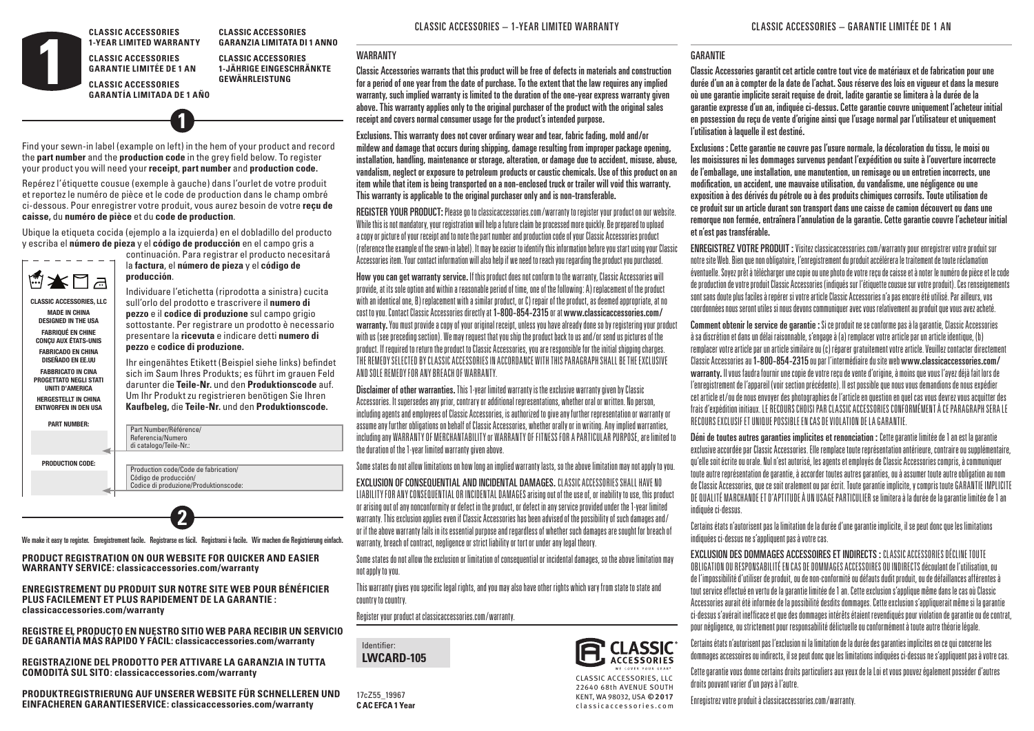# 1

**CLASSIC ACCESSORIES 1-YEAR LIMITED WARRANTY**

**CLASSIC ACCESSORIES GARANTIE LIMITÉE DE 1 AN**

**CLASSIC ACCESSORIES GARANTÍA LIMITADA DE 1 AÑO**

**CLASSIC ACCESSORIES GARANZIA LIMITATA DI 1 ANNO**

**CLASSIC ACCESSORIES 1-JÄHRIGE EINGESCHRÄNKTE GEWÄHRLEISTUNG**

## 1

Find your sewn-in label (example on left) in the hem of your product and record the **part number** and the **production code** in the grey field below. To register your product you will need your **receipt**, **part number** and **production code.**

Repérez l'étiquette cousue (exemple à gauche) dans l'ourlet de votre produit et reportez le numéro de pièce et le code de production dans le champ ombré ci-dessous. Pour enregistrer votre produit, vous aurez besoin de votre **reçu de caisse,** du **numéro de pièce** et du **code de production**.

Ubique la etiqueta cocida (ejemplo a la izquierda) en el dobladillo del producto y escriba el **número de pieza** y el **código de producción** en el campo gris a continuación. Para registrar el producto necesitará la **factura**, el **número de pieza** y el **código de producción**.

Individuare l'etichetta (riprodotta a sinistra) cucita sull'orlo del prodotto e trascrivere il **numero di pezzo** e il **codice di produzione** sul campo grigio sottostante. Per registrare un prodotto è necessario presentare la **ricevuta** e indicare detti **numero di pezzo** e **codice di produzione.**

Ihr eingenähtes Etikett (Beispiel siehe links) befindet sich im Saum Ihres Produkts; es führt im grauen Feld darunter die **Teile-Nr.** und den **Produktionscode** auf. Um Ihr Produkt zu registrieren benötigen Sie Ihren **Kaufbeleg,** die **Teile-Nr.** und den **Produktionscode.**

**CLASSIC ACCESSORIES, LLC**

**MADE IN CHINA DESIGNED IN THE USA**

**FABRIQUÉ EN CHINE CONÇU AUX ÉTATS-UNIS**

**FABRICADO EN CHINA DISEÑADO EN EE.UU**

**FABBRICATO IN CINA PROGETTATO NEGLI STATI UNITI D'AMERICA**

**HERGESTELLT IN CHINA ENTWORFEN IN DEN USA**

**PART NUMBER:**

Part Number/Référence/ Referencia/Numero di catalogo/Teile-Nr.:

**PRODUCTION CODE:**

Production code/Code de fabrication/ Código de producción/ Codice di produzione/Produktionscode:

## 2

We make it easy to register. Enregistrement facile. Registrarse es fácil. Registrarsi è facile. Wir machen die Registrierung einfach.

**PRODUCT REGISTRATION ON OUR WEBSITE FOR QUICKER AND EASIER WARRANTY SERVICE: classicaccessories.com/warranty**

**ENREGISTREMENT DU PRODUIT SUR NOTRE SITE WEB POUR BÉNÉFICIER PLUS FACILEMENT ET PLUS RAPIDEMENT DE LA GARANTIE : classicaccessories.com/warranty**

**REGISTRE EL PRODUCTO EN NUESTRO SITIO WEB PARA RECIBIR UN SERVICIO DE GARANTÍA MÁS RÁPIDO Y FÁCIL: classicaccessories.com/warranty**

**REGISTRAZIONE DEL PRODOTTO PER ATTIVARE LA GARANZIA IN TUTTA COMODITÀ SUL SITO: classicaccessories.com/warranty**

**PRODUKTREGISTRIERUNG AUF UNSERER WEBSITE FÜR SCHNELLEREN UND EINFACHEREN GARANTIESERVICE: classicaccessories.com/warranty**

# CLASSIC ACCESSORIES – 1-YEAR LIMITED WARRANTY

## WARRANTY

Classic Accessories warrants that this product will be free of defects in materials and construction for a period of one year from the date of purchase. To the extent that the law requires any implied warranty, such implied warranty is limited to the duration of the one-year express warranty given above. This warranty applies only to the original purchaser of the product with the original sales receipt and covers normal consumer usage for the product's intended purpose.

Exclusions. This warranty does not cover ordinary wear and tear, fabric fading, mold and/or mildew and damage that occurs during shipping, damage resulting from improper package opening, installation, handling, maintenance or storage, alteration, or damage due to accident, misuse, abuse, vandalism, neglect or exposure to petroleum products or caustic chemicals. Use of this product on an item while that item is being transported on a non-enclosed truck or trailer will void this warranty. This warranty is applicable to the original purchaser only and is non-transferable.

REGISTER YOUR PRODUCT: Please go to classicaccessories.com/warranty to register your product on our website. While this is not mandatory, your registration will help a future claim be processed more quickly. Be prepared to upload a copy or picture of your receipt and to note the part number and production code of your Classic Accessories product (reference the example of the sewn-in label). It may be easier to identify this information before you start using your Classic Accessories item. Your contact information will also help if we need to reach you regarding the product you purchased.

**How you can get warranty service.** If this product does not conform to the warranty, Classic Accessories will provide, at its sole option and within a reasonable period of time, one of the following: A) replacement of the product with an identical one, B) replacement with a similar product, or C) repair of the product, as deemed appropriate, at no cost to you. Contact Classic Accessories directly at **1-800-854-2315** or at **www.classicaccessories.com/warranty.** You must provide a copy of your original receipt, unless you have already done so by registering your product with us (see preceding section). We may request that you ship the product back to us and/or send us pictures of the product. If required to return the product to Classic Accessories, you are responsible for the initial shipping charges. THE REMEDY SELECTED BY CLASSIC ACCESSORIES IN ACCORDANCE WITH THIS PARAGRAPH SHALL BE THE EXCLUSIVE AND SOLE REMEDY FOR ANY BREACH OF WARRANTY.

**Disclaimer of other warranties.** This 1-year limited warranty is the exclusive warranty given by Classic Accessories. It supersedes any prior, contrary or additional representations, whether oral or written. No person, including agents and employees of Classic Accessories, is authorized to give any further representation or warranty or assume any further obligations on behalf of Classic Accessories, whether orally or in writing. Any implied warranties, including any WARRANTY OF MERCHANTABILITY or WARRANTY OF FITNESS FOR A PARTICULAR PURPOSE, are limited to the duration of the 1-year limited warranty given above.

Some states do not allow limitations on how long an implied warranty lasts, so the above limitation may not apply to you.

EXCLUSION OF CONSEQUENTIAL AND INCIDENTAL DAMAGES. CLASSIC ACCESSORIES SHALL HAVE NO LIABILITY FOR ANY CONSEQUENTIAL OR INCIDENTAL DAMAGES arising out of the use of, or inability to use, this product or arising out of any nonconformity or defect in the product, or defect in any service provided under the 1-year limited warranty. This exclusion applies even if Classic Accessories has been advised of the possibility of such damages and/or if the above warranty fails in its essential purpose and regardless of whether such damages are sought for breach of warranty, breach of contract, negligence or strict liability or tort or under any legal theory.

Some states do not allow the exclusion or limitation of consequential or incidental damages, so the above limitation may not apply to you.

This warranty gives you specific legal rights, and you may also have other rights which vary from state to state and country to country.

Register your product at classicaccessories.com/warranty.

Identifier:
**LWCARD-105**

17cZ55_19967
**C AC EFCA 1 Year**

CLASSIC ACCESSORIES
WE COVER YOUR GEAR

CLASSIC ACCESSORIES, LLC
22640 68th AVENUE SOUTH
KENT, WA 98032, USA **© 2017**
classicaccessories.com

# CLASSIC ACCESSORIES – GARANTIE LIMITÉE DE 1 AN

## GARANTIE

Classic Accessories garantit cet article contre tout vice de matériaux et de fabrication pour une durée d'un an à compter de la date de l'achat. Sous réserve des lois en vigueur et dans la mesure où une garantie implicite serait requise de droit, ladite garantie se limitera à la durée de la garantie expresse d'un an, indiquée ci-dessus. Cette garantie couvre uniquement l'acheteur initial en possession du reçu de vente d'origine ainsi que l'usage normal par l'utilisateur et uniquement l'utilisation à laquelle il est destiné.

Exclusions : Cette garantie ne couvre pas l'usure normale, la décoloration du tissu, le moisi ou les moisissures ni les dommages survenus pendant l'expédition ou suite à l'ouverture incorrecte de l'emballage, une installation, une manutention, un remisage ou un entretien incorrects, une modification, un accident, une mauvaise utilisation, du vandalisme, une négligence ou une exposition à des dérivés du pétrole ou à des produits chimiques corrosifs. Toute utilisation de ce produit sur un article durant son transport dans une caisse de camion découvert ou dans une remorque non fermée, entraînera l'annulation de la garantie. Cette garantie couvre l'acheteur initial et n'est pas transférable.

ENREGISTREZ VOTRE PRODUIT : Visitez classicaccessories.com/warranty pour enregistrer votre produit sur notre site Web. Bien que non obligatoire, l'enregistrement du produit accélérera le traitement de toute réclamation éventuelle. Soyez prêt à télécharger une copie ou une photo de votre reçu de caisse et à noter le numéro de pièce et le code de production de votre produit Classic Accessories (indiqués sur l'étiquette cousue sur votre produit). Ces renseignements sont sans doute plus faciles à repérer si votre article Classic Accessories n'a pas encore été utilisé. Par ailleurs, vos coordonnées nous seront utiles si nous devons communiquer avec vous relativement au produit que vous avez acheté.

**Comment obtenir le service de garantie :** Si ce produit ne se conforme pas à la garantie, Classic Accessories à sa discrétion et dans un délai raisonnable, s'engage à (a) remplacer votre article par un article identique, (b) remplacer votre article par un article similaire ou (c) réparer gratuitement votre article. Veuillez contacter directement Classic Accessories au **1-800-854-2315** ou par l'intermédiaire du site web **www.classicaccessories.com/warranty.** Il vous faudra fournir une copie de votre reçu de vente d'origine, à moins que vous l'ayez déjà fait lors de l'enregistrement de l'appareil (voir section précédente). Il est possible que nous vous demandions de nous expédier cet article et/ou de nous envoyer des photographies de l'article en question en quel cas vous devrez vous acquitter des frais d'expédition initiaux. LE RECOURS CHOISI PAR CLASSIC ACCESSORIES CONFORMÉMENT À CE PARAGRAPH SERA LE RECOURS EXCLUSIF ET UNIQUE POSSIBLE EN CAS DE VIOLATION DE LA GARANTIE.

**Déni de toutes autres garanties implicites et renonciation :** Cette garantie limitée de 1 an est la garantie exclusive accordée par Classic Accessories. Elle remplace toute représentation antérieure, contraire ou supplémentaire, qu'elle soit écrite ou orale. Nul n'est autorisé, les agents et employés de Classic Accessories compris, à communiquer toute autre représentation de garantie, à accorder toutes autres garanties, ou à assumer toute autre obligation au nom de Classic Accessories, que ce soit oralement ou par écrit. Toute garantie implicite, y compris toute GARANTIE IMPLICITE DE QUALITÉ MARCHANDE ET D'APTITUDE À UN USAGE PARTICULIER se limitera à la durée de la garantie limitée de 1 an indiquée ci-dessus.

Certains états n'autorisent pas la limitation de la durée d'une garantie implicite, il se peut donc que les limitations indiquées ci-dessus ne s'appliquent pas à votre cas.

EXCLUSION DES DOMMAGES ACCESSOIRES ET INDIRECTS : CLASSIC ACCESSORIES DÉCLINE TOUTE OBLIGATION OU RESPONSABILITÉ EN CAS DE DOMMAGES ACCESSOIRES OU INDIRECTS découlant de l'utilisation, ou de l'impossibilité d'utiliser de produit, ou de non-conformité ou défauts dudit produit, ou de défaillances afférentes à tout service effectué en vertu de la garantie limitée de 1 an. Cette exclusion s'applique même dans le cas où Classic Accessories aurait été informée de la possibilité desdits dommages. Cette exclusion s'appliquerait même si la garantie ci-dessus s'avérait inefficace et que des dommages intérêts étaient revendiqués pour violation de garantie ou de contrat, pour négligence, ou strictement pour responsabilité délictuelle ou conformément à toute autre théorie légale.

Certains états n'autorisent pas l'exclusion ni la limitation de la durée des garanties implicites en ce qui concerne les dommages accessoires ou indirects, il se peut donc que les limitations indiquées ci-dessus ne s'appliquent pas à votre cas.

Cette garantie vous donne certains droits particuliers aux yeux de la Loi et vous pouvez également posséder d'autres droits pouvant varier d'un pays à l'autre.

Enregistrez votre produit à classicaccessories.com/warranty.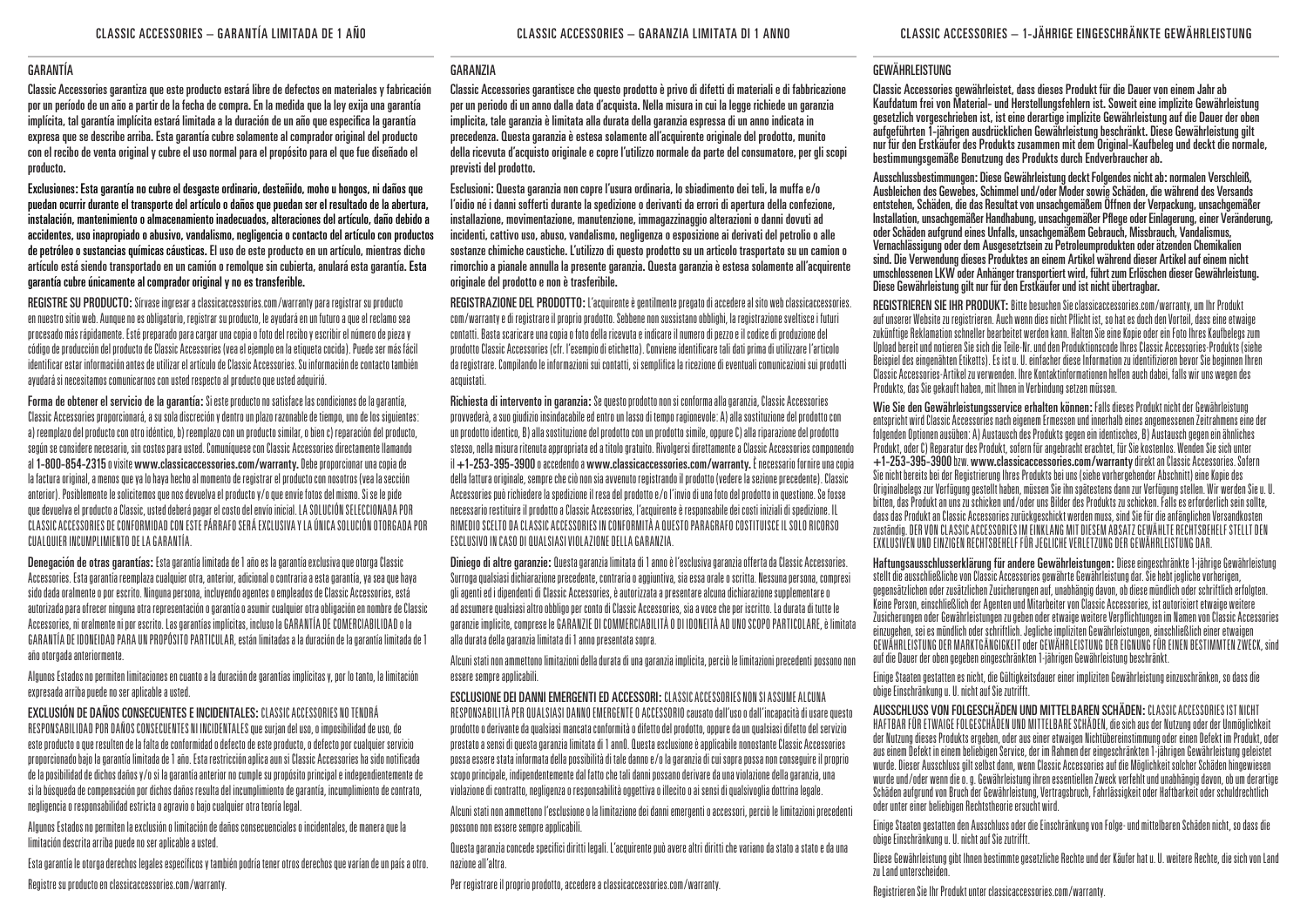# CLASSIC ACCESSORIES – GARANTÍA LIMITADA DE 1 AÑO

## GARANTÍA

**Classic Accessories garantiza que este producto estará libre de defectos en materiales y fabricación por un período de un año a partir de la fecha de compra. En la medida que la ley exija una garantía implícita, tal garantía implícita estará limitada a la duración de un año que especifica la garantía expresa que se describe arriba. Esta garantía cubre solamente al comprador original del producto con el recibo de venta original y cubre el uso normal para el propósito para el que fue diseñado el producto.**

**Exclusiones: Esta garantía no cubre el desgaste ordinario, desteñido, moho u hongos, ni daños que puedan ocurrir durante el transporte del artículo o daños que puedan ser el resultado de la abertura, instalación, mantenimiento o almacenamiento inadecuados, alteraciones del artículo, daño debido a accidentes, uso inapropiado o abusivo, vandalismo, negligencia o contacto del artículo con productos de petróleo o sustancias químicas cáusticas. El uso de este producto en un artículo, mientras dicho artículo está siendo transportado en un camión o remolque sin cubierta, anulará esta garantía. Esta garantía cubre únicamente al comprador original y no es transferible.**

**REGISTRE SU PRODUCTO:** Sírvase ingresar a classicaccessories.com/warranty para registrar su producto en nuestro sitio web. Aunque no es obligatorio, registrar su producto, le ayudará en un futuro a que el reclamo sea procesado más rápidamente. Esté preparado para cargar una copia o foto del recibo y escribir el número de pieza y código de producción del producto de Classic Accessories (vea el ejemplo en la etiqueta cocida). Puede ser más fácil identificar estar información antes de utilizar el artículo de Classic Accessories. Su información de contacto también ayudará si necesitamos comunicarnos con usted respecto al producto que usted adquirió.

**Forma de obtener el servicio de la garantía:** Si este producto no satisface las condiciones de la garantía, Classic Accessories proporcionará, a su sola discreción y dentro un plazo razonable de tiempo, uno de los siguientes: a) reemplazo del producto con otro idéntico, b) reemplazo con un producto similar, o bien c) reparación del producto, según se considere necesario, sin costos para usted. Comuníquese con Classic Accessories directamente llamando al **1-800-854-2315** o visite **www.classicaccessories.com/warranty.** Debe proporcionar una copia de la factura original, a menos que ya lo haya hecho al momento de registrar el producto con nosotros (vea la sección anterior). Posiblemente le solicitemos que nos devuelva el producto y/o que envíe fotos del mismo. Si se le pide que devuelva el producto a Classic, usted deberá pagar el costo del envío inicial. LA SOLUCIÓN SELECCIONADA POR CLASSIC ACCESSORIES DE CONFORMIDAD CON ESTE PÁRRAFO SERÁ EXCLUSIVA Y LA ÚNICA SOLUCIÓN OTORGADA POR CUALQUIER INCUMPLIMIENTO DE LA GARANTÍA.

**Denegación de otras garantías:** Esta garantía limitada de 1 año es la garantía exclusiva que otorga Classic Accessories. Esta garantía reemplaza cualquier otra, anterior, adicional o contraria a esta garantía, ya sea que haya sido dada oralmente o por escrito. Ninguna persona, incluyendo agentes o empleados de Classic Accessories, está autorizada para ofrecer ninguna otra representación o garantía o asumir cualquier otra obligación en nombre de Classic Accessories, ni oralmente ni por escrito. Las garantías implícitas, incluso la GARANTÍA DE COMERCIABILIDAD o la GARANTÍA DE IDONEIDAD PARA UN PROPÓSITO PARTICULAR, están limitadas a la duración de la garantía limitada de 1 año otorgada anteriormente.

Algunos Estados no permiten limitaciones en cuanto a la duración de garantías implícitas y, por lo tanto, la limitación expresada arriba puede no ser aplicable a usted.

**EXCLUSIÓN DE DAÑOS CONSECUENTES E INCIDENTALES:** CLASSIC ACCESSORIES NO TENDRÁ RESPONSABILIDAD POR DAÑOS CONSECUENTES NI INCIDENTALES que surjan del uso, o imposibilidad de uso, de este producto o que resulten de la falta de conformidad o defecto de este producto, o defecto por cualquier servicio proporcionado bajo la garantía limitada de 1 año. Esta restricción aplica aun si Classic Accessories ha sido notificada de la posibilidad de dichos daños y/o si la garantía anterior no cumple su propósito principal e independientemente de si la búsqueda de compensación por dichos daños resulta del incumplimiento de garantía, incumplimiento de contrato, negligencia o responsabilidad estricta o agravio o bajo cualquier otra teoría legal.

Algunos Estados no permiten la exclusión o limitación de daños consecuenciales o incidentales, de manera que la limitación descrita arriba puede no ser aplicable a usted.

Esta garantía le otorga derechos legales específicos y también podría tener otros derechos que varían de un país a otro.

Registre su producto en classicaccessories.com/warranty.

# CLASSIC ACCESSORIES – GARANZIA LIMITATA DI 1 ANNO

## GARANZIA

**Classic Accessories garantisce che questo prodotto è privo di difetti di materiali e di fabbricazione per un periodo di un anno dalla data d'acquisto. Nella misura in cui la legge richiede un garanzia implicita, tale garanzia è limitata alla durata della garanzia espressa di un anno indicata in precedenza. Questa garanzia è estesa solamente all'acquirente originale del prodotto, munito della ricevuta d'acquisto originale e copre l'utilizzo normale da parte del consumatore, per gli scopi previsti del prodotto.**

**Esclusioni:** **Questa garanzia non copre l'usura ordinaria, lo sbiadimento dei teli, la muffa e/o l'oidio né i danni sofferti durante la spedizione o derivanti da errori di apertura della confezione, installazione, movimentazione, manutenzione, immagazzinaggio alterazioni o danni dovuti ad incidenti, cattivo uso, abuso, vandalismo, negligenza o esposizione ai derivati del petrolio o alle sostanze chimiche caustiche. L'utilizzo di questo prodotto su un articolo trasportato su un camion o rimorchio a pianale annulla la presente garanzia. Questa garanzia è estesa solamente all'acquirente originale del prodotto e non è trasferibile.**

**REGISTRAZIONE DEL PRODOTTO:** L'acquirente è gentilmente pregato di accedere al sito web classicaccessories.com/warranty e di registrare il proprio prodotto. Sebbene non sussistano obblighi, la registrazione sveltisce i futuri contatti. Basta scaricare una copia o foto della ricevuta e indicare il numero di pezzo e il codice di produzione del prodotto Classic Accessories (cfr. l'esempio di etichetta). Conviene identificare tali dati prima di utilizzare l'articolo da registrare. Compilando le informazioni sui contatti, si semplifica la ricezione di eventuali comunicazioni sui prodotti acquistati.

**Richiesta di intervento in garanzia:** Se questo prodotto non si conforma alla garanzia, Classic Accessories provvederà, a suo giudizio insindacabile ed entro un lasso di tempo ragionevole: A) alla sostituzione del prodotto con un prodotto identico, B) alla sostituzione del prodotto con un prodotto simile, oppure C) alla riparazione del prodotto stesso, nella misura ritenuta appropriata ed a titolo gratuito. Rivolgersi direttamente a Classic Accessories componendo il **+1-253-395-3900** o accedendo a **www.classicaccessories.com/warranty.** È necessario fornire una copia della fattura originale, sempre che ciò non sia avvenuto registrando il prodotto (vedere la sezione precedente). Classic Accessories può richiedere la spedizione il resa del prodotto e/o l'invio di una foto del prodotto in questione. Se fosse necessario restituire il prodotto a Classic Accessories, l'acquirente è responsabile dei costi iniziali di spedizione. IL RIMEDIO SCELTO DA CLASSIC ACCESSORIES IN CONFORMITÀ A QUESTO PARAGRAFO COSTITUISCE IL SOLO RICORSO ESCLUSIVO IN CASO DI QUALSIASI VIOLAZIONE DELLA GARANZIA.

**Diniego di altre garanzie:** Questa garanzia limitata di 1 anno è l'esclusiva garanzia offerta da Classic Accessories. Surroga qualsiasi dichiarazione precedente, contraria o aggiuntiva, sia essa orale o scritta. Nessuna persona, compresi gli agenti ed i dipendenti di Classic Accessories, è autorizzata a presentare alcuna dichiarazione supplementare o ad assumere qualsiasi altro obbligo per conto di Classic Accessories, sia a voce che per iscritto. La durata di tutte le garanzie implicite, comprese le GARANZIE DI COMMERCIABILITÀ O DI IDONEITÀ AD UNO SCOPO PARTICOLARE, è limitata alla durata della garanzia limitata di 1 anno presentata sopra.

Alcuni stati non ammettono limitazioni della durata di una garanzia implicita, perciò le limitazioni precedenti possono non essere sempre applicabili.

**ESCLUSIONE DEI DANNI EMERGENTI ED ACCESSORI:** CLASSIC ACCESSORIES NON SI ASSUME ALCUNA RESPONSABILITÀ PER QUALSIASI DANNO EMERGENTE O ACCESSORIO causato dall'uso o dall'incapacità di usare questo prodotto o derivante da qualsiasi mancata conformità o difetto del prodotto, oppure da un qualsiasi difetto del servizio prestato a sensi di questa garanzia limitata di 1 annO. Questa esclusione è applicabile nonostante Classic Accessories possa essere stata informata della possibilità di tale danno e/o la garanzia di cui sopra possa non conseguire il proprio scopo principale, indipendentemente dal fatto che tali danni possano derivare da una violazione della garanzia, una violazione di contratto, negligenza o responsabilità oggettiva o illecito o ai sensi di qualsivoglia dottrina legale.

Alcuni stati non ammettono l'esclusione o la limitazione dei danni emergenti o accessori, perciò le limitazioni precedenti possono non essere sempre applicabili.

Questa garanzia concede specifici diritti legali. L'acquirente può avere altri diritti che variano da stato a stato e da una nazione all'altra.

Per registrare il proprio prodotto, accedere a classicaccessories.com/warranty.

# CLASSIC ACCESSORIES – 1-JÄHRIGE EINGESCHRÄNKTE GEWÄHRLEISTUNG

## GEWÄHRLEISTUNG

**Classic Accessories gewährleistet, dass dieses Produkt für die Dauer von einem Jahr ab Kaufdatum frei von Material- und Herstellungsfehlern ist. Soweit eine implizite Gewährleistung gesetzlich vorgeschrieben ist, ist eine derartige implizite Gewährleistung auf die Dauer der oben aufgeführten 1-jährigen ausdrücklichen Gewährleistung beschränkt. Diese Gewährleistung gilt nur für den Erstkäufer des Produkts zusammen mit dem Original-Kaufbeleg und deckt die normale, bestimmungsgemäße Benutzung des Produkts durch Endverbraucher ab.**

**Ausschlussbestimmungen: Diese Gewährleistung deckt Folgendes nicht ab: normalen Verschleiß, Ausbleichen des Gewebes, Schimmel und/oder Moder sowie Schäden, die während des Versands entstehen, Schäden, die das Resultat von unsachgemäßem Öffnen der Verpackung, unsachgemäßer Installation, unsachgemäßer Handhabung, unsachgemäßer Pflege oder Einlagerung, einer Veränderung, oder Schäden aufgrund eines Unfalls, unsachgemäßem Gebrauch, Missbrauch, Vandalismus, Vernachlässigung oder dem Ausgesetztsein zu Petroleumprodukten oder ätzenden Chemikalien sind. Die Verwendung dieses Produktes an einem Artikel während dieser Artikel auf einem nicht umschlossenen LKW oder Anhänger transportiert wird, führt zum Erlöschen dieser Gewährleistung. Diese Gewährleistung gilt nur für den Erstkäufer und ist nicht übertragbar.**

**REGISTRIEREN SIE IHR PRODUKT:** Bitte besuchen Sie classicaccessories.com/warranty, um Ihr Produkt auf unserer Website zu registrieren. Auch wenn dies nicht Pflicht ist, so hat es doch den Vorteil, dass eine etwaige zukünftige Reklamation schneller bearbeitet werden kann. Halten Sie eine Kopie oder ein Foto Ihres Kaufbelegs zum Upload bereit und notieren Sie sich die Teile-Nr. und den Produktionscode Ihres Classic Accessories-Produkts (siehe Beispiel des eingenähten Etiketts). Es ist u. U. einfacher diese Information zu identifizieren bevor Sie beginnen Ihren Classic Accessories-Artikel zu verwenden. Ihre Kontaktinformationen helfen auch dabei, falls wir uns wegen des Produkts, das Sie gekauft haben, mit Ihnen in Verbindung setzen müssen.

**Wie Sie den Gewährleistungsservice erhalten können:** Falls dieses Produkt nicht der Gewährleistung entspricht wird Classic Accessories nach eigenem Ermessen und innerhalb eines angemessenen Zeitrahmens eine der folgenden Optionen ausüben: A) Austausch des Produkts gegen ein identisches, B) Austausch gegen ein ähnliches Produkt, oder C) Reparatur des Produkts, sofern für angebracht erachtet, für Sie kostenlos. Wenden Sie sich unter **+1-253-395-3900** bzw. **www.classicaccessories.com/warranty** direkt an Classic Accessories. Sofern Sie nicht bereits bei der Registrierung Ihres Produkts bei uns (siehe vorhergehender Abschnitt) eine Kopie des Originalbelegs zur Verfügung gestellt haben, müssen Sie ihn spätestens dann zur Verfügung stellen. Wir werden Sie u. U. bitten, das Produkt an uns zu schicken und/oder uns Bilder des Produkts zu schicken. Falls es erforderlich sein sollte, dass das Produkt an Classic Accessories zurückgeschickt werden muss, sind Sie für die anfänglichen Versandkosten zuständig. DER VON CLASSIC ACCESSORIES IM EINKLANG MIT DIESEM ABSATZ GEWÄHLTE RECHTSBEHELF STELLT DEN EXKLUSIVEN UND EINZIGEN RECHTSBEHELF FÜR JEGLICHE VERLETZUNG DER GEWÄHRLEISTUNG DAR.

**Haftungsausschlusserklärung für andere Gewährleistungen:** Diese eingeschränkte 1-jährige Gewährleistung stellt die ausschließliche von Classic Accessories gewährte Gewährleistung dar. Sie hebt jegliche vorherigen, gegensätzlichen oder zusätzlichen Zusicherungen auf, unabhängig davon, ob diese mündlich oder schriftlich erfolgten. Keine Person, einschließlich der Agenten und Mitarbeiter von Classic Accessories, ist autorisiert etwaige weitere Zusicherungen oder Gewährleistungen zu geben oder etwaige weitere Verpflichtungen im Namen von Classic Accessories einzugehen, sei es mündlich oder schriftlich. Jegliche impliziten Gewährleistungen, einschließlich einer etwaigen GEWÄHRLEISTUNG DER MARKTGÄNGIGKEIT oder GEWÄHRLEISTUNG DER EIGNUNG FÜR EINEN BESTIMMTEN ZWECK, sind auf die Dauer der oben gegebenen eingeschränkten 1-jährigen Gewährleistung beschränkt.

Einige Staaten gestatten es nicht, die Gültigkeitsdauer einer impliziten Gewährleistung einzuschränken, so dass die obige Einschränkung u. U. nicht auf Sie zutrifft.

**AUSSCHLUSS VON FOLGESCHÄDEN UND MITTELBAREN SCHÄDEN:** CLASSIC ACCESSORIES IST NICHT HAFTBAR FÜR ETWAIGE FOLGESCHÄDEN UND MITTELBARE SCHÄDEN, die sich aus der Nutzung oder der Unmöglichkeit der Nutzung dieses Produkts ergeben, oder aus einer etwaigen Nichtübereinstimmung oder einem Defekt im Produkt, oder aus einem Defekt in einem beliebigen Service, der im Rahmen der eingeschränkten 1-jährigen Gewährleistung geleistet wurde. Dieser Ausschluss gilt selbst dann, wenn Classic Accessories auf die Möglichkeit solcher Schäden hingewiesen wurde und/oder wenn die o. g. Gewährleistung ihren essentiellen Zweck verfehlt und unabhängig davon, ob um derartige Schäden aufgrund von Bruch der Gewährleistung, Vertragsbruch, Fahrlässigkeit oder Haftbarkeit oder schuldrechtlich oder unter einer beliebigen Rechtstheorie ersucht wird.

Einige Staaten gestatten den Ausschluss oder die Einschränkung von Folge- und mittelbaren Schäden nicht, so dass die obige Einschränkung u. U. nicht auf Sie zutrifft.

Diese Gewährleistung gibt Ihnen bestimmte gesetzliche Rechte und der Käufer hat u. U. weitere Rechte, die sich von Land zu Land unterscheiden.

Registrieren Sie Ihr Produkt unter classicaccessories.com/warranty.